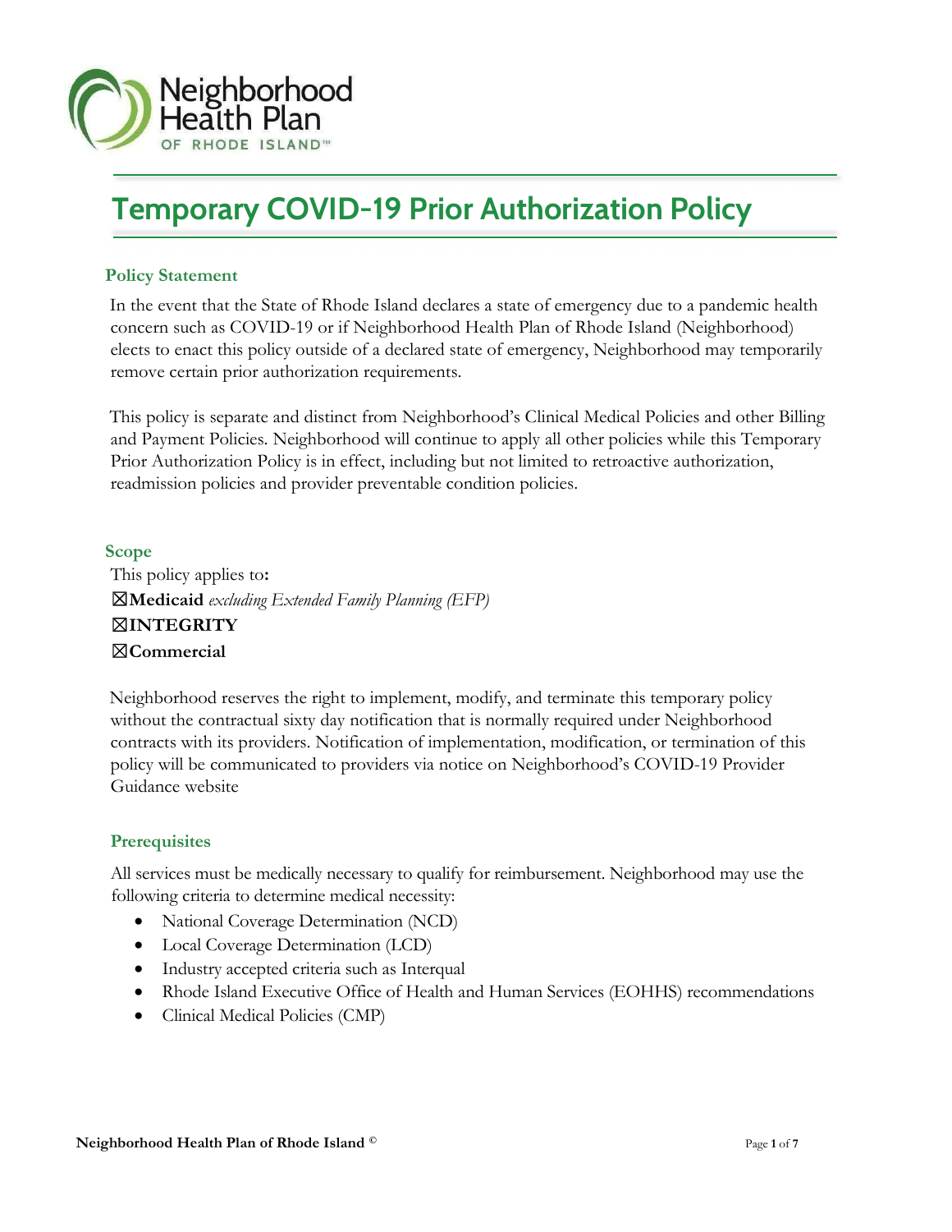# Temporary COVID-19 Prior Authorization Policy

## Policy Statement

In the event that the State of Rhode Island declares a state of emergency due to a pandemic health concern such as COVID-19 or if Neighborhood Health Plan of Rhode Island (Neighborhood) elects to enact this policy outside of a declared state of emergency, Neighborhood may temporarily remove certain prior authorization requirements.

This policy is separate and distinct from Neighborhood's Clinical Medical Policies and other Billing and Payment Policies. Neighborhood will continue to apply all other policies while this Temporary Prior Authorization Policy is in effect, including but not limited to retroactive authorization, readmission policies and provider preventable condition policies.

## Scope

This policy applies to**:**

☒**Medicaid** *excluding Extended Family Planning (EFP)*
☒**INTEGRITY**
☒**Commercial**

Neighborhood reserves the right to implement, modify, and terminate this temporary policy without the contractual sixty day notification that is normally required under Neighborhood contracts with its providers. Notification of implementation, modification, or termination of this policy will be communicated to providers via notice on Neighborhood's COVID-19 Provider Guidance website

## Prerequisites

All services must be medically necessary to qualify for reimbursement. Neighborhood may use the following criteria to determine medical necessity:

- National Coverage Determination (NCD)
- Local Coverage Determination (LCD)
- Industry accepted criteria such as Interqual
- Rhode Island Executive Office of Health and Human Services (EOHHS) recommendations
- Clinical Medical Policies (CMP)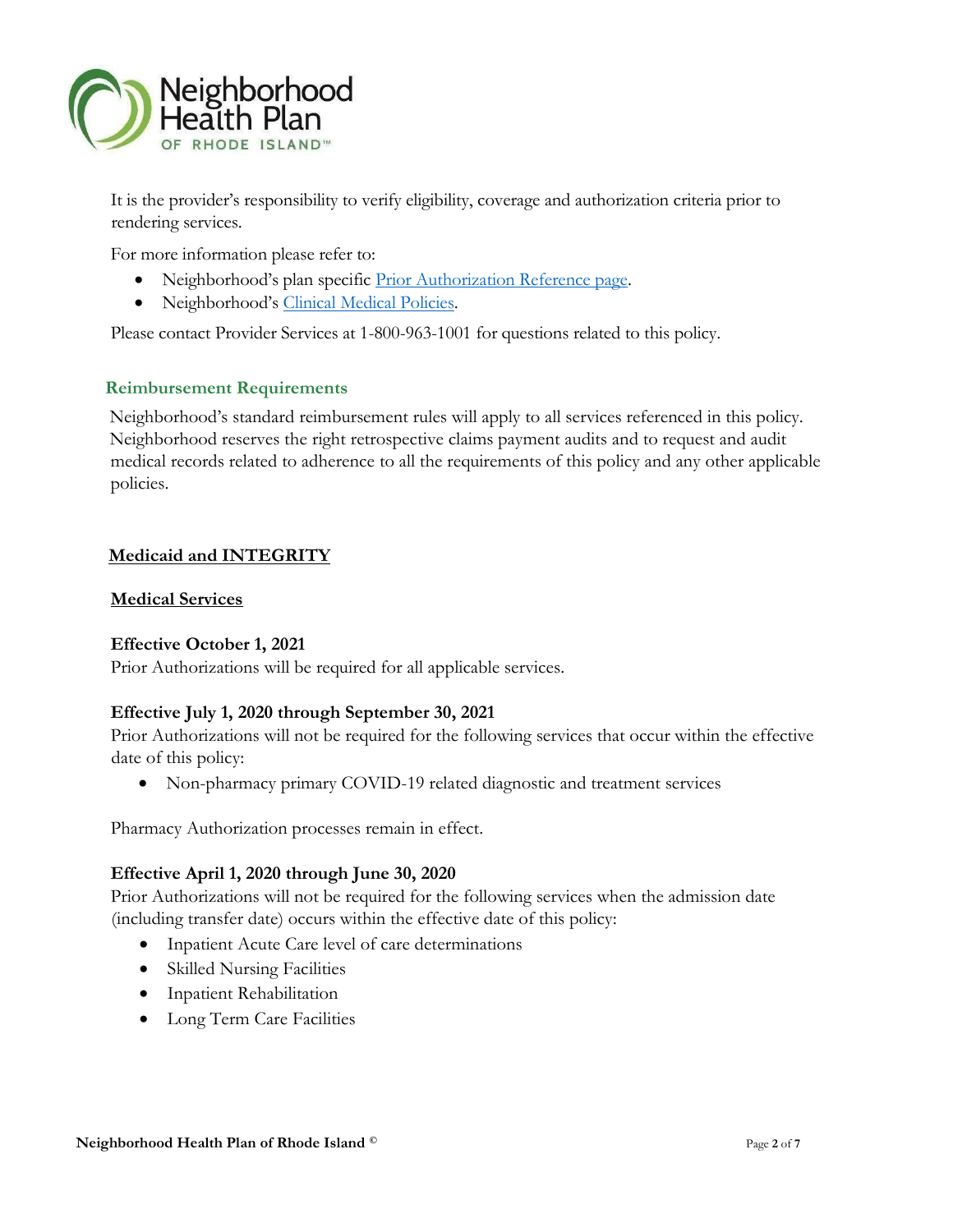It is the provider's responsibility to verify eligibility, coverage and authorization criteria prior to rendering services.

For more information please refer to:

- Neighborhood's plan specific Prior Authorization Reference page.
- Neighborhood's Clinical Medical Policies.

Please contact Provider Services at 1-800-963-1001 for questions related to this policy.

## Reimbursement Requirements

Neighborhood's standard reimbursement rules will apply to all services referenced in this policy. Neighborhood reserves the right retrospective claims payment audits and to request and audit medical records related to adherence to all the requirements of this policy and any other applicable policies.

## Medicaid and INTEGRITY

### Medical Services

**Effective October 1, 2021**
Prior Authorizations will be required for all applicable services.

**Effective July 1, 2020 through September 30, 2021**
Prior Authorizations will not be required for the following services that occur within the effective date of this policy:

- Non-pharmacy primary COVID-19 related diagnostic and treatment services

Pharmacy Authorization processes remain in effect.

**Effective April 1, 2020 through June 30, 2020**
Prior Authorizations will not be required for the following services when the admission date (including transfer date) occurs within the effective date of this policy:

- Inpatient Acute Care level of care determinations
- Skilled Nursing Facilities
- Inpatient Rehabilitation
- Long Term Care Facilities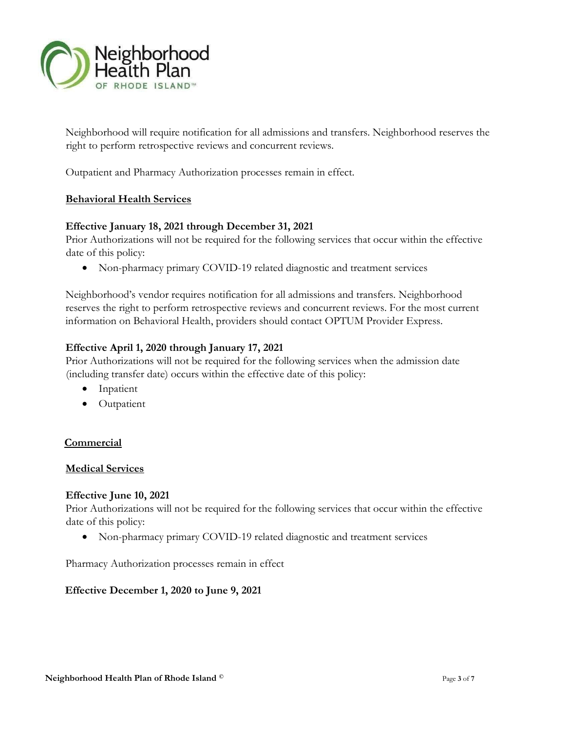Neighborhood will require notification for all admissions and transfers. Neighborhood reserves the right to perform retrospective reviews and concurrent reviews.

Outpatient and Pharmacy Authorization processes remain in effect.

**Behavioral Health Services**

**Effective January 18, 2021 through December 31, 2021**

Prior Authorizations will not be required for the following services that occur within the effective date of this policy:

- Non-pharmacy primary COVID-19 related diagnostic and treatment services

Neighborhood's vendor requires notification for all admissions and transfers. Neighborhood reserves the right to perform retrospective reviews and concurrent reviews. For the most current information on Behavioral Health, providers should contact OPTUM Provider Express.

**Effective April 1, 2020 through January 17, 2021**

Prior Authorizations will not be required for the following services when the admission date (including transfer date) occurs within the effective date of this policy:

- Inpatient
- Outpatient

**Commercial**

**Medical Services**

**Effective June 10, 2021**

Prior Authorizations will not be required for the following services that occur within the effective date of this policy:

- Non-pharmacy primary COVID-19 related diagnostic and treatment services

Pharmacy Authorization processes remain in effect

**Effective December 1, 2020 to June 9, 2021**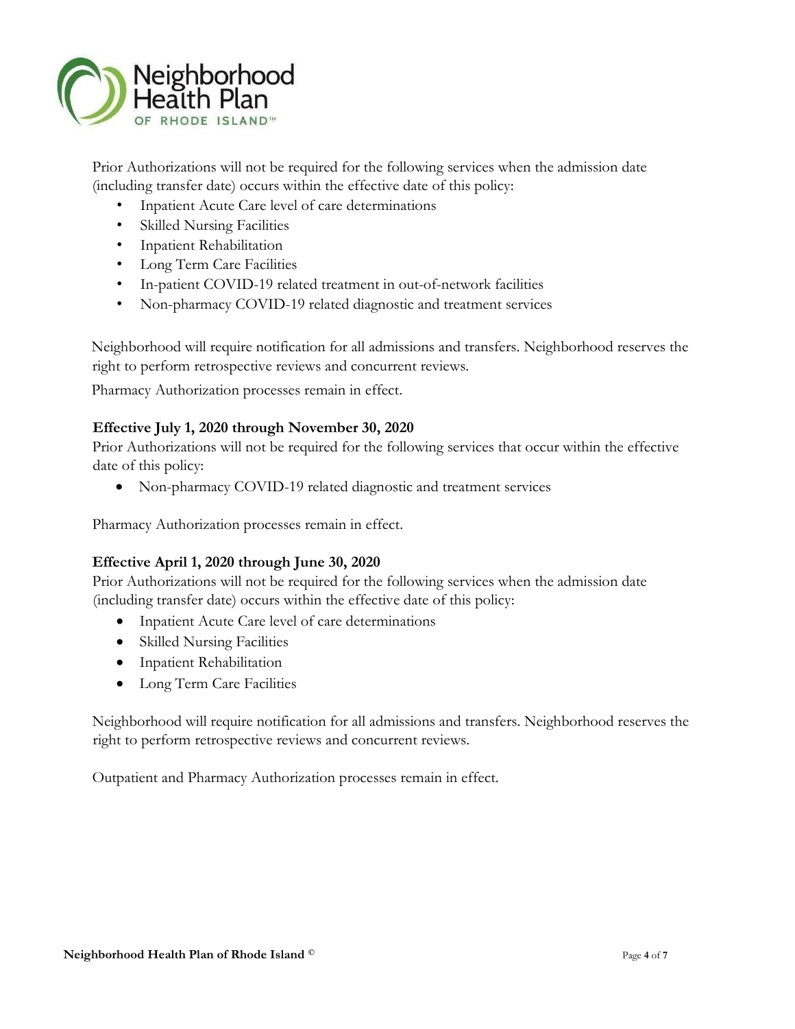Prior Authorizations will not be required for the following services when the admission date (including transfer date) occurs within the effective date of this policy:

- Inpatient Acute Care level of care determinations
- Skilled Nursing Facilities
- Inpatient Rehabilitation
- Long Term Care Facilities
- In-patient COVID-19 related treatment in out-of-network facilities
- Non-pharmacy COVID-19 related diagnostic and treatment services

Neighborhood will require notification for all admissions and transfers. Neighborhood reserves the right to perform retrospective reviews and concurrent reviews.

Pharmacy Authorization processes remain in effect.

**Effective July 1, 2020 through November 30, 2020**

Prior Authorizations will not be required for the following services that occur within the effective date of this policy:

- Non-pharmacy COVID-19 related diagnostic and treatment services

Pharmacy Authorization processes remain in effect.

**Effective April 1, 2020 through June 30, 2020**

Prior Authorizations will not be required for the following services when the admission date (including transfer date) occurs within the effective date of this policy:

- Inpatient Acute Care level of care determinations
- Skilled Nursing Facilities
- Inpatient Rehabilitation
- Long Term Care Facilities

Neighborhood will require notification for all admissions and transfers. Neighborhood reserves the right to perform retrospective reviews and concurrent reviews.

Outpatient and Pharmacy Authorization processes remain in effect.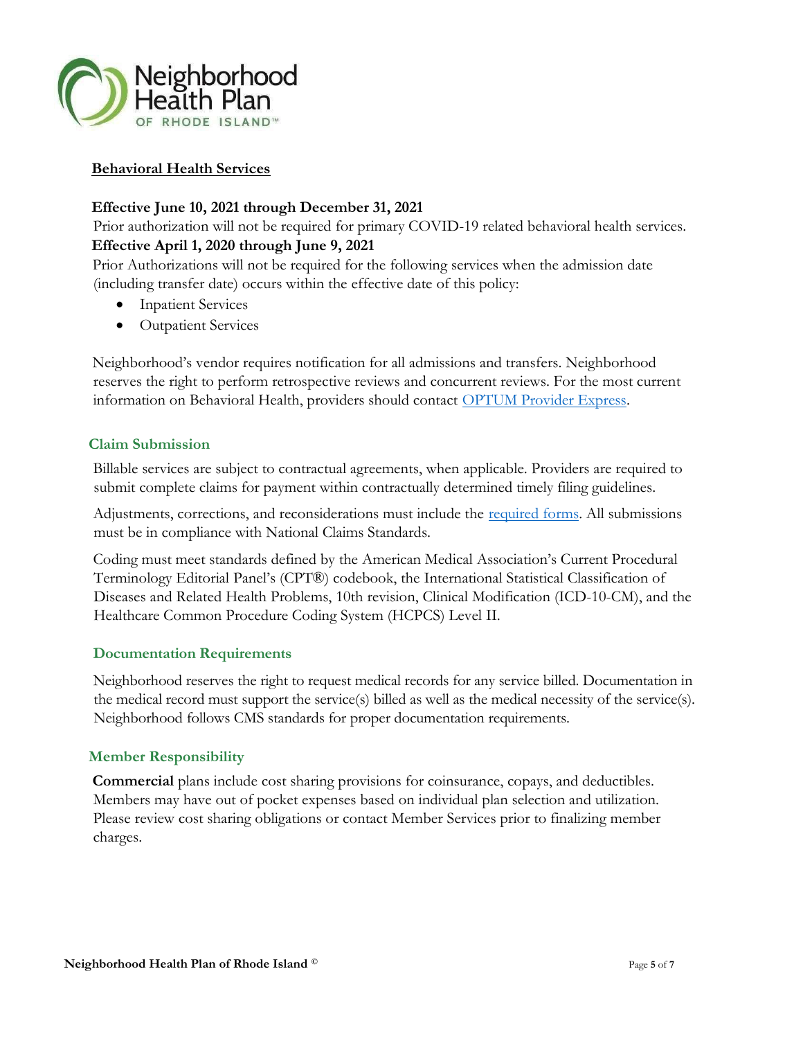## Behavioral Health Services

**Effective June 10, 2021 through December 31, 2021**

Prior authorization will not be required for primary COVID-19 related behavioral health services.

**Effective April 1, 2020 through June 9, 2021**

Prior Authorizations will not be required for the following services when the admission date (including transfer date) occurs within the effective date of this policy:

- Inpatient Services
- Outpatient Services

Neighborhood's vendor requires notification for all admissions and transfers. Neighborhood reserves the right to perform retrospective reviews and concurrent reviews. For the most current information on Behavioral Health, providers should contact OPTUM Provider Express.

### Claim Submission

Billable services are subject to contractual agreements, when applicable. Providers are required to submit complete claims for payment within contractually determined timely filing guidelines.

Adjustments, corrections, and reconsiderations must include the required forms. All submissions must be in compliance with National Claims Standards.

Coding must meet standards defined by the American Medical Association's Current Procedural Terminology Editorial Panel's (CPT®) codebook, the International Statistical Classification of Diseases and Related Health Problems, 10th revision, Clinical Modification (ICD-10-CM), and the Healthcare Common Procedure Coding System (HCPCS) Level II.

### Documentation Requirements

Neighborhood reserves the right to request medical records for any service billed. Documentation in the medical record must support the service(s) billed as well as the medical necessity of the service(s). Neighborhood follows CMS standards for proper documentation requirements.

### Member Responsibility

**Commercial** plans include cost sharing provisions for coinsurance, copays, and deductibles. Members may have out of pocket expenses based on individual plan selection and utilization. Please review cost sharing obligations or contact Member Services prior to finalizing member charges.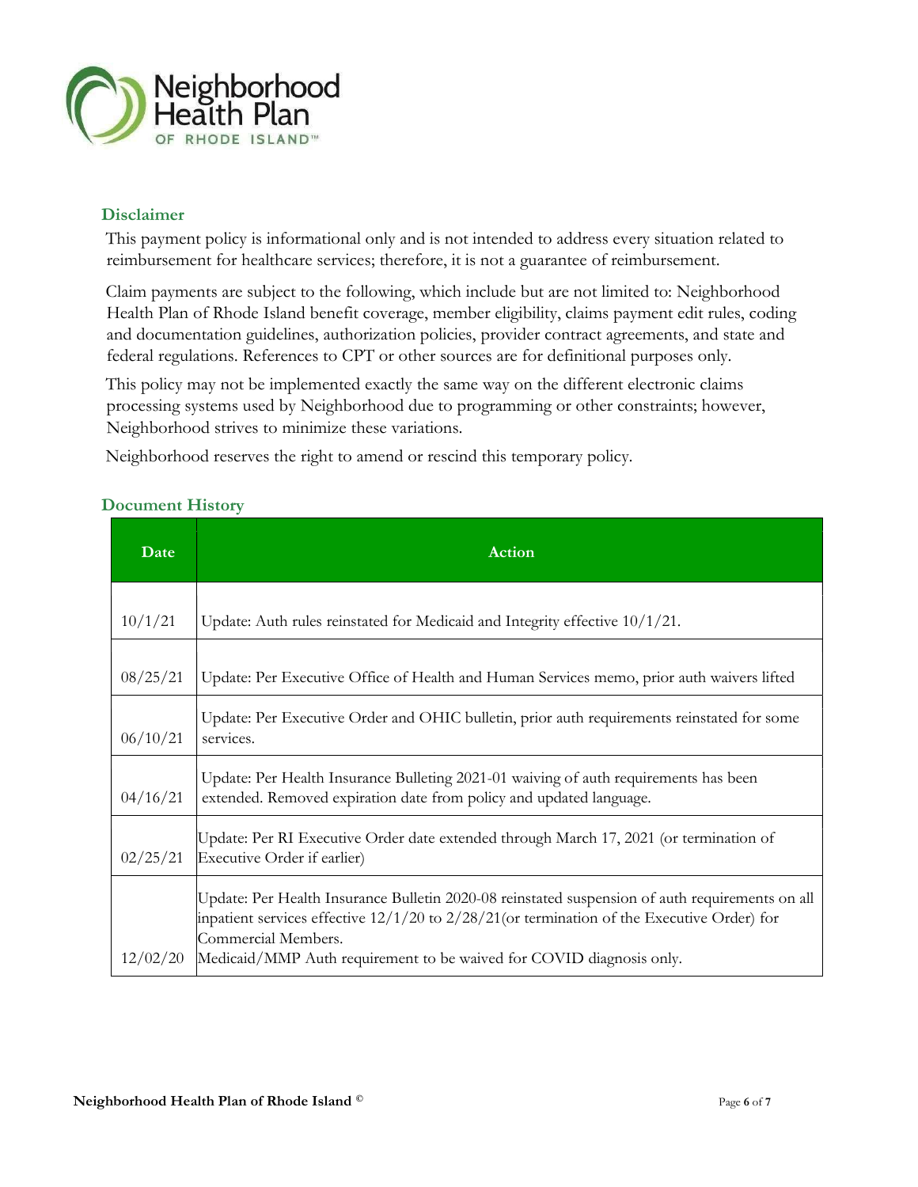## Disclaimer

This payment policy is informational only and is not intended to address every situation related to reimbursement for healthcare services; therefore, it is not a guarantee of reimbursement.

Claim payments are subject to the following, which include but are not limited to: Neighborhood Health Plan of Rhode Island benefit coverage, member eligibility, claims payment edit rules, coding and documentation guidelines, authorization policies, provider contract agreements, and state and federal regulations. References to CPT or other sources are for definitional purposes only.

This policy may not be implemented exactly the same way on the different electronic claims processing systems used by Neighborhood due to programming or other constraints; however, Neighborhood strives to minimize these variations.

Neighborhood reserves the right to amend or rescind this temporary policy.

## Document History

| Date | Action |
|---|---|
| 10/1/21 | Update: Auth rules reinstated for Medicaid and Integrity effective 10/1/21. |
| 08/25/21 | Update: Per Executive Office of Health and Human Services memo, prior auth waivers lifted |
| 06/10/21 | Update: Per Executive Order and OHIC bulletin, prior auth requirements reinstated for some services. |
| 04/16/21 | Update: Per Health Insurance Bulleting 2021-01 waiving of auth requirements has been extended. Removed expiration date from policy and updated language. |
| 02/25/21 | Update: Per RI Executive Order date extended through March 17, 2021 (or termination of Executive Order if earlier) |
| 12/02/20 | Update: Per Health Insurance Bulletin 2020-08 reinstated suspension of auth requirements on all inpatient services effective 12/1/20 to 2/28/21(or termination of the Executive Order) for Commercial Members.<br>Medicaid/MMP Auth requirement to be waived for COVID diagnosis only. |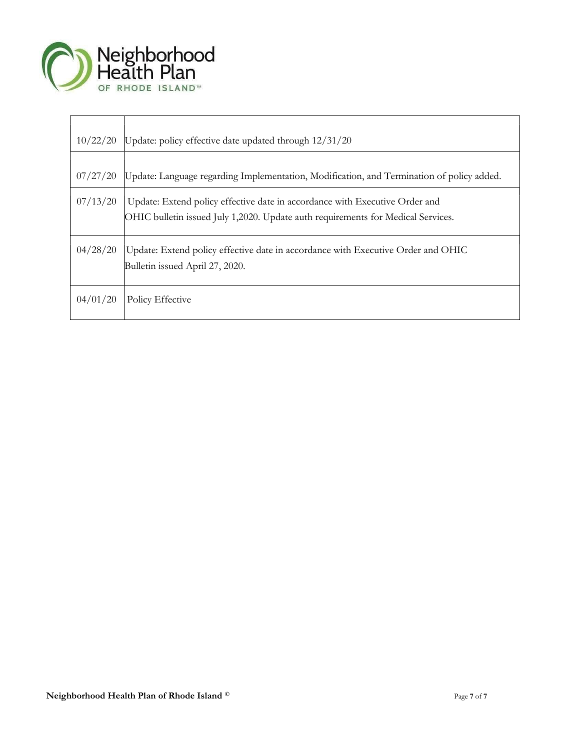| | |
|---|---|
| 10/22/20 | Update: policy effective date updated through 12/31/20 |
| 07/27/20 | Update: Language regarding Implementation, Modification, and Termination of policy added. |
| 07/13/20 | Update: Extend policy effective date in accordance with Executive Order and OHIC bulletin issued July 1,2020. Update auth requirements for Medical Services. |
| 04/28/20 | Update: Extend policy effective date in accordance with Executive Order and OHIC Bulletin issued April 27, 2020. |
| 04/01/20 | Policy Effective |